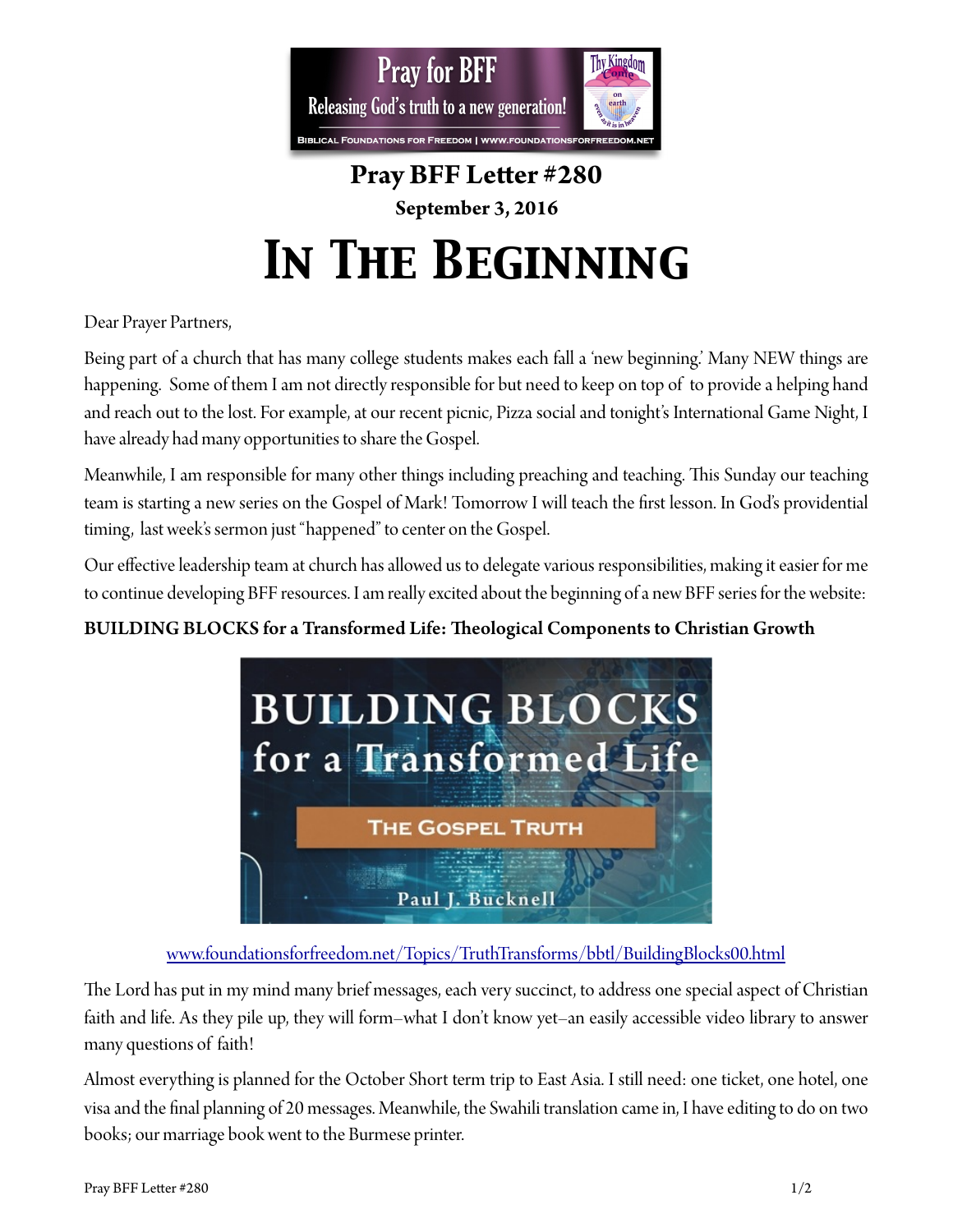# Pray BFF Letter #280

**September 3, 2016**

# In The Beginning

Dear Prayer Partners,

Being part of a church that has many college students makes each fall a 'new beginning.' Many NEW things are happening. Some of them I am not directly responsible for but need to keep on top of to provide a helping hand and reach out to the lost. For example, at our recent picnic, Pizza social and tonight's International Game Night, I have already had many opportunities to share the Gospel.

Meanwhile, I am responsible for many other things including preaching and teaching. This Sunday our teaching team is starting a new series on the Gospel of Mark! Tomorrow I will teach the first lesson. In God's providential timing, last week's sermon just "happened" to center on the Gospel.

Our effective leadership team at church has allowed us to delegate various responsibilities, making it easier for me to continue developing BFF resources. I am really excited about the beginning of a new BFF series for the website:

**BUILDING BLOCKS for a Transformed Life: Theological Components to Christian Growth**

www.foundationsforfreedom.net/Topics/TruthTransforms/bbtl/BuildingBlocks00.html

The Lord has put in my mind many brief messages, each very succinct, to address one special aspect of Christian faith and life. As they pile up, they will form–what I don't know yet–an easily accessible video library to answer many questions of faith!

Almost everything is planned for the October Short term trip to East Asia. I still need: one ticket, one hotel, one visa and the final planning of 20 messages. Meanwhile, the Swahili translation came in, I have editing to do on two books; our marriage book went to the Burmese printer.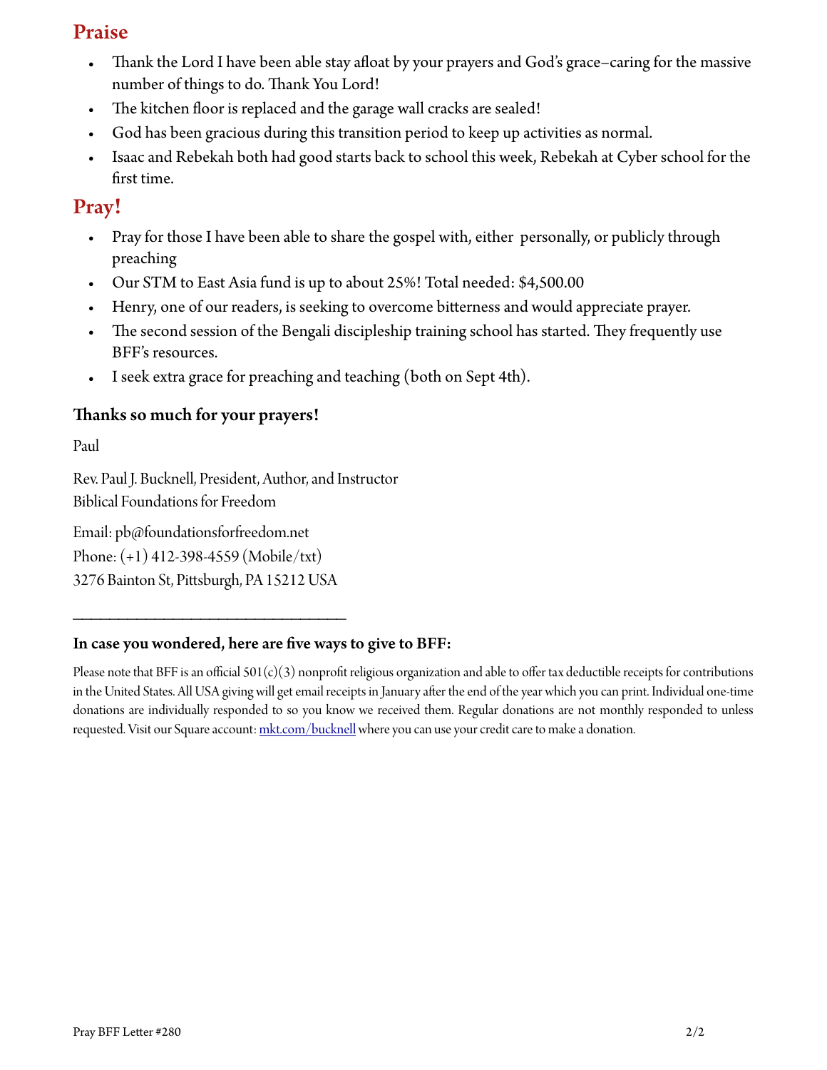## Praise

- Thank the Lord I have been able stay afloat by your prayers and God's grace–caring for the massive number of things to do. Thank You Lord!
- The kitchen floor is replaced and the garage wall cracks are sealed!
- God has been gracious during this transition period to keep up activities as normal.
- Isaac and Rebekah both had good starts back to school this week, Rebekah at Cyber school for the first time.

## Pray!

- Pray for those I have been able to share the gospel with, either personally, or publicly through preaching
- Our STM to East Asia fund is up to about 25%! Total needed: $4,500.00
- Henry, one of our readers, is seeking to overcome bitterness and would appreciate prayer.
- The second session of the Bengali discipleship training school has started. They frequently use BFF's resources.
- I seek extra grace for preaching and teaching (both on Sept 4th).

### Thanks so much for your prayers!

Paul

Rev. Paul J. Bucknell, President, Author, and Instructor
Biblical Foundations for Freedom

Email: pb@foundationsforfreedom.net
Phone: (+1) 412-398-4559 (Mobile/txt)
3276 Bainton St, Pittsburgh, PA 15212 USA

---

### In case you wondered, here are five ways to give to BFF:

Please note that BFF is an official 501(c)(3) nonprofit religious organization and able to offer tax deductible receipts for contributions in the United States. All USA giving will get email receipts in January after the end of the year which you can print. Individual one-time donations are individually responded to so you know we received them. Regular donations are not monthly responded to unless requested. Visit our Square account: mkt.com/bucknell where you can use your credit care to make a donation.